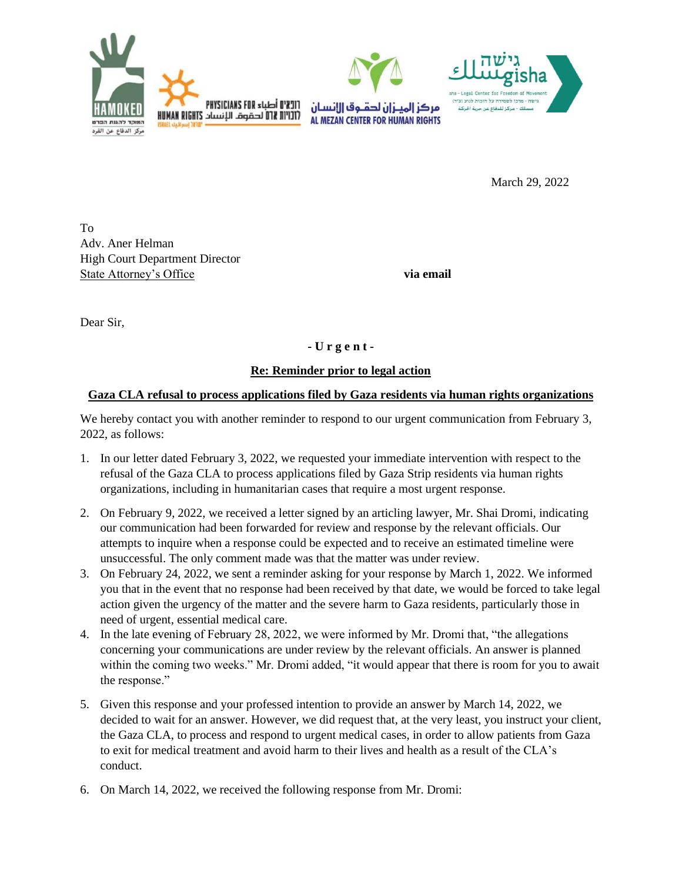HAMOKED
המוקד להגנת הפרט
مركز الدفاع عن الفرد

PHYSICIANS FOR HUMAN RIGHTS
רופאים לזכויות אדם
أطباء لحقوق الإنسان
ISRAEL إسرائيل ישראל

مركز الميزان لحقوق الإنسان
AL MEZAN CENTER FOR HUMAN RIGHTS

גישה
مسلك
gisha
Gisha - Legal Center for Freedom of Movement
גישה - מרכז לשמירה על הזכות לנוע (ע"ר)
مسلك - مركز للدفاع عن حرية الحركة

March 29, 2022

To
Adv. Aner Helman
High Court Department Director
State Attorney's Office

**via email**

Dear Sir,

**- U r g e n t -**

**Re: Reminder prior to legal action**

**Gaza CLA refusal to process applications filed by Gaza residents via human rights organizations**

We hereby contact you with another reminder to respond to our urgent communication from February 3, 2022, as follows:

1. In our letter dated February 3, 2022, we requested your immediate intervention with respect to the refusal of the Gaza CLA to process applications filed by Gaza Strip residents via human rights organizations, including in humanitarian cases that require a most urgent response.
2. On February 9, 2022, we received a letter signed by an articling lawyer, Mr. Shai Dromi, indicating our communication had been forwarded for review and response by the relevant officials. Our attempts to inquire when a response could be expected and to receive an estimated timeline were unsuccessful. The only comment made was that the matter was under review.
3. On February 24, 2022, we sent a reminder asking for your response by March 1, 2022. We informed you that in the event that no response had been received by that date, we would be forced to take legal action given the urgency of the matter and the severe harm to Gaza residents, particularly those in need of urgent, essential medical care.
4. In the late evening of February 28, 2022, we were informed by Mr. Dromi that, "the allegations concerning your communications are under review by the relevant officials. An answer is planned within the coming two weeks." Mr. Dromi added, "it would appear that there is room for you to await the response."
5. Given this response and your professed intention to provide an answer by March 14, 2022, we decided to wait for an answer. However, we did request that, at the very least, you instruct your client, the Gaza CLA, to process and respond to urgent medical cases, in order to allow patients from Gaza to exit for medical treatment and avoid harm to their lives and health as a result of the CLA's conduct.
6. On March 14, 2022, we received the following response from Mr. Dromi: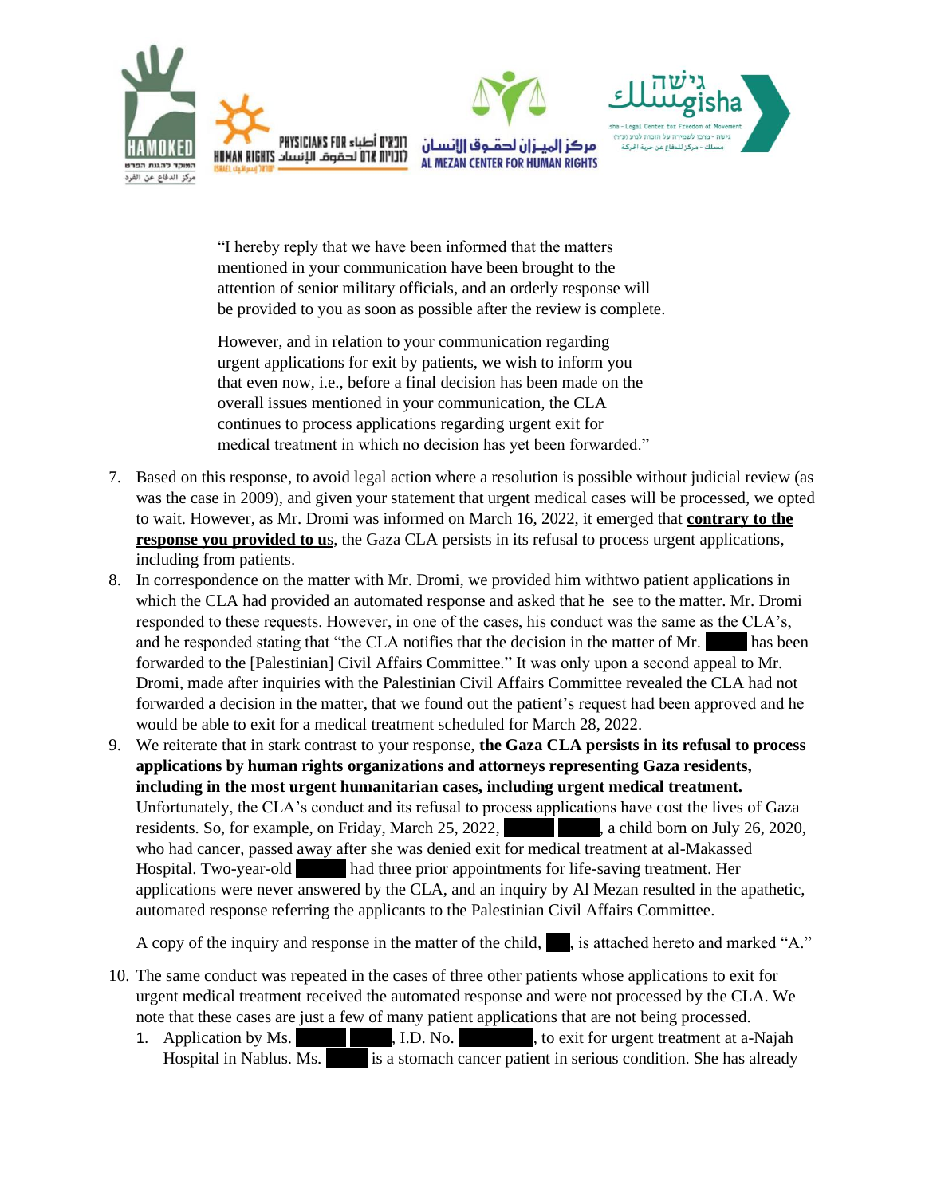> "I hereby reply that we have been informed that the matters mentioned in your communication have been brought to the attention of senior military officials, and an orderly response will be provided to you as soon as possible after the review is complete.
>
> However, and in relation to your communication regarding urgent applications for exit by patients, we wish to inform you that even now, i.e., before a final decision has been made on the overall issues mentioned in your communication, the CLA continues to process applications regarding urgent exit for medical treatment in which no decision has yet been forwarded."

7. Based on this response, to avoid legal action where a resolution is possible without judicial review (as was the case in 2009), and given your statement that urgent medical cases will be processed, we opted to wait. However, as Mr. Dromi was informed on March 16, 2022, it emerged that **contrary to the response you provided to u**s, the Gaza CLA persists in its refusal to process urgent applications, including from patients.
8. In correspondence on the matter with Mr. Dromi, we provided him withtwo patient applications in which the CLA had provided an automated response and asked that he see to the matter. Mr. Dromi responded to these requests. However, in one of the cases, his conduct was the same as the CLA's, and he responded stating that "the CLA notifies that the decision in the matter of Mr. ████ has been forwarded to the [Palestinian] Civil Affairs Committee." It was only upon a second appeal to Mr. Dromi, made after inquiries with the Palestinian Civil Affairs Committee revealed the CLA had not forwarded a decision in the matter, that we found out the patient's request had been approved and he would be able to exit for a medical treatment scheduled for March 28, 2022.
9. We reiterate that in stark contrast to your response, **the Gaza CLA persists in its refusal to process applications by human rights organizations and attorneys representing Gaza residents, including in the most urgent humanitarian cases, including urgent medical treatment.** Unfortunately, the CLA's conduct and its refusal to process applications have cost the lives of Gaza residents. So, for example, on Friday, March 25, 2022, ████ ████, a child born on July 26, 2020, who had cancer, passed away after she was denied exit for medical treatment at al-Makassed Hospital. Two-year-old ████ had three prior appointments for life-saving treatment. Her applications were never answered by the CLA, and an inquiry by Al Mezan resulted in the apathetic, automated response referring the applicants to the Palestinian Civil Affairs Committee.

   A copy of the inquiry and response in the matter of the child, ███, is attached hereto and marked "A."

10. The same conduct was repeated in the cases of three other patients whose applications to exit for urgent medical treatment received the automated response and were not processed by the CLA. We note that these cases are just a few of many patient applications that are not being processed.
    1. Application by Ms. ████ ████, I.D. No. ██████, to exit for urgent treatment at a-Najah Hospital in Nablus. Ms. ████ is a stomach cancer patient in serious condition. She has already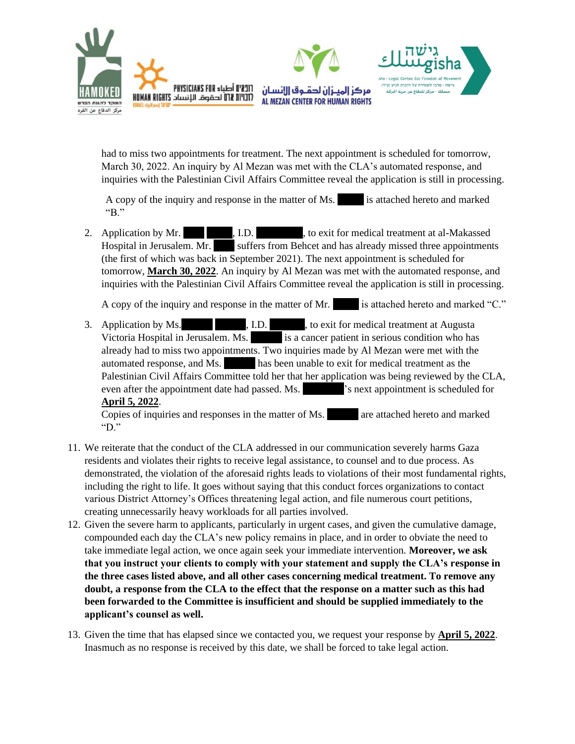had to miss two appointments for treatment. The next appointment is scheduled for tomorrow, March 30, 2022. An inquiry by Al Mezan was met with the CLA's automated response, and inquiries with the Palestinian Civil Affairs Committee reveal the application is still in processing.

A copy of the inquiry and response in the matter of Ms. ███ is attached hereto and marked "B."

2. Application by Mr. ███ ███, I.D. ███, to exit for medical treatment at al-Makassed Hospital in Jerusalem. Mr. ███ suffers from Behcet and has already missed three appointments (the first of which was back in September 2021). The next appointment is scheduled for tomorrow, **<u>March 30, 2022</u>**. An inquiry by Al Mezan was met with the automated response, and inquiries with the Palestinian Civil Affairs Committee reveal the application is still in processing.

   A copy of the inquiry and response in the matter of Mr. ███ is attached hereto and marked "C."

3. Application by Ms. ███ ███, I.D. ███, to exit for medical treatment at Augusta Victoria Hospital in Jerusalem. Ms. ███ is a cancer patient in serious condition who has already had to miss two appointments. Two inquiries made by Al Mezan were met with the automated response, and Ms. ███ has been unable to exit for medical treatment as the Palestinian Civil Affairs Committee told her that her application was being reviewed by the CLA, even after the appointment date had passed. Ms. ███'s next appointment is scheduled for **<u>April 5, 2022</u>**.
   Copies of inquiries and responses in the matter of Ms. ███ are attached hereto and marked "D."

11. We reiterate that the conduct of the CLA addressed in our communication severely harms Gaza residents and violates their rights to receive legal assistance, to counsel and to due process. As demonstrated, the violation of the aforesaid rights leads to violations of their most fundamental rights, including the right to life. It goes without saying that this conduct forces organizations to contact various District Attorney's Offices threatening legal action, and file numerous court petitions, creating unnecessarily heavy workloads for all parties involved.
12. Given the severe harm to applicants, particularly in urgent cases, and given the cumulative damage, compounded each day the CLA's new policy remains in place, and in order to obviate the need to take immediate legal action, we once again seek your immediate intervention. **Moreover, we ask that you instruct your clients to comply with your statement and supply the CLA's response in the three cases listed above, and all other cases concerning medical treatment. To remove any doubt, a response from the CLA to the effect that the response on a matter such as this had been forwarded to the Committee is insufficient and should be supplied immediately to the applicant's counsel as well.**
13. Given the time that has elapsed since we contacted you, we request your response by **<u>April 5, 2022</u>**. Inasmuch as no response is received by this date, we shall be forced to take legal action.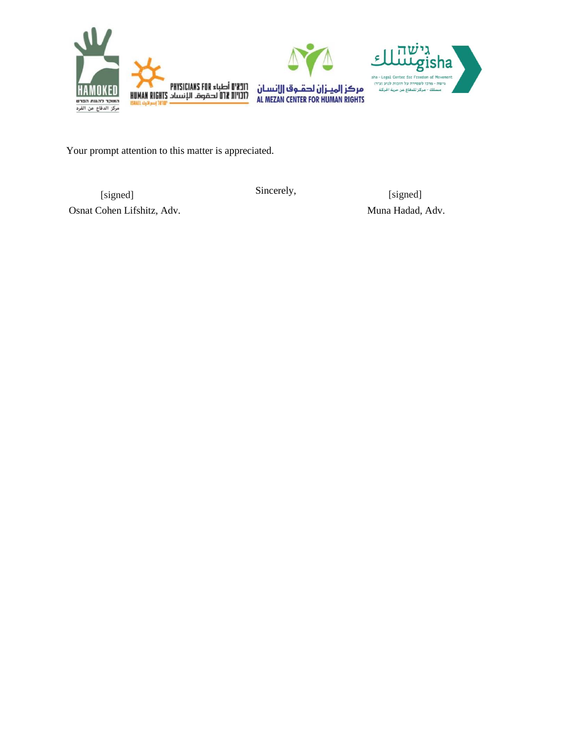Your prompt attention to this matter is appreciated.

Sincerely,

[signed]
Osnat Cohen Lifshitz, Adv.

[signed]
Muna Hadad, Adv.